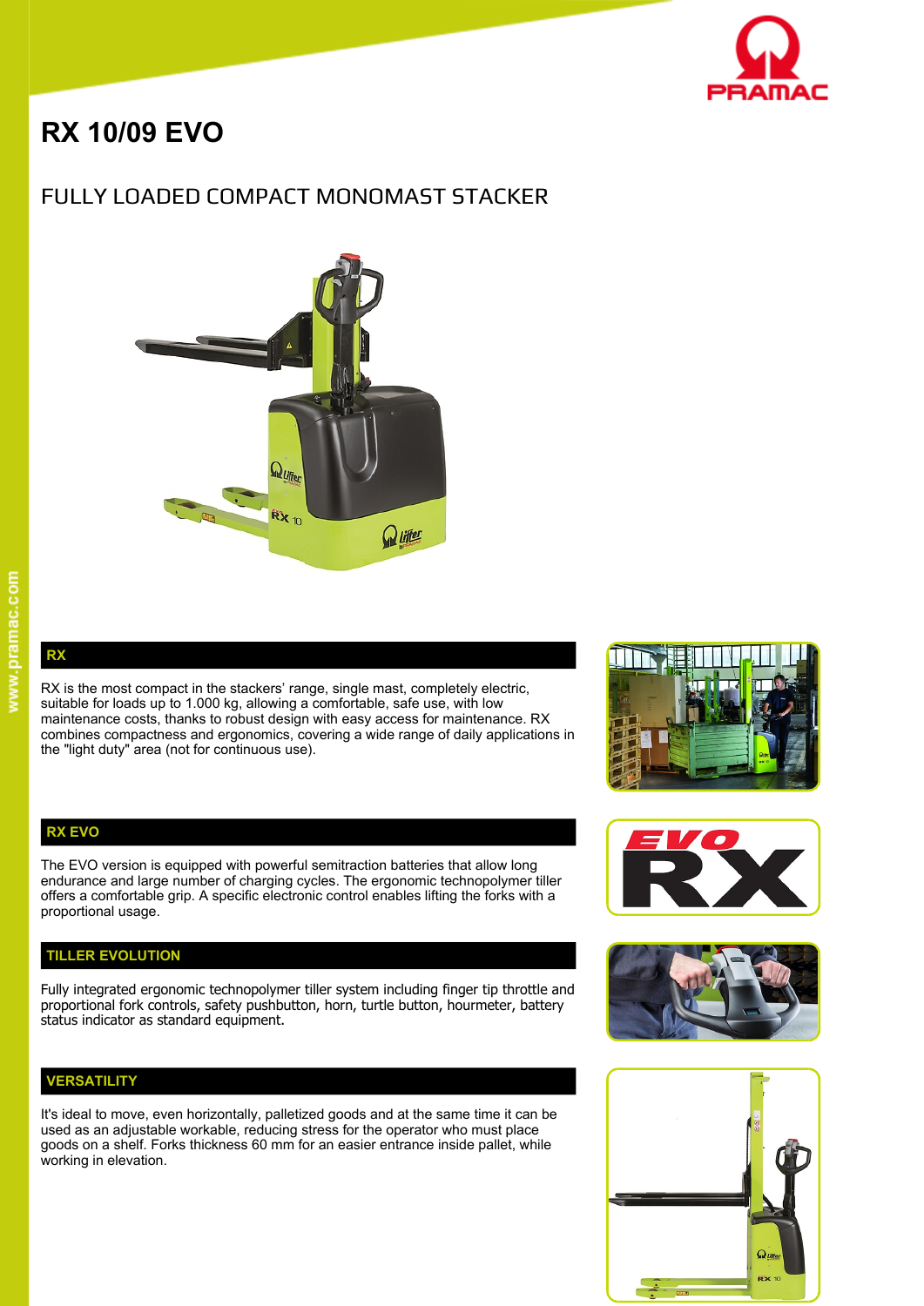# RX 10/09 EVO

## FULLY LOADED COMPACT MONOMAST STACKER

### RX

RX is the most compact in the stackers' range, single mast, completely electric, suitable for loads up to 1.000 kg, allowing a comfortable, safe use, with low maintenance costs, thanks to robust design with easy access for maintenance. RX combines compactness and ergonomics, covering a wide range of daily applications in the "light duty" area (not for continuous use).

### RX EVO

The EVO version is equipped with powerful semitraction batteries that allow long endurance and large number of charging cycles. The ergonomic technopolymer tiller offers a comfortable grip. A specific electronic control enables lifting the forks with a proportional usage.

### TILLER EVOLUTION

Fully integrated ergonomic technopolymer tiller system including finger tip throttle and proportional fork controls, safety pushbutton, horn, turtle button, hourmeter, battery status indicator as standard equipment.

### VERSATILITY

It's ideal to move, even horizontally, palletized goods and at the same time it can be used as an adjustable workable, reducing stress for the operator who must place goods on a shelf. Forks thickness 60 mm for an easier entrance inside pallet, while working in elevation.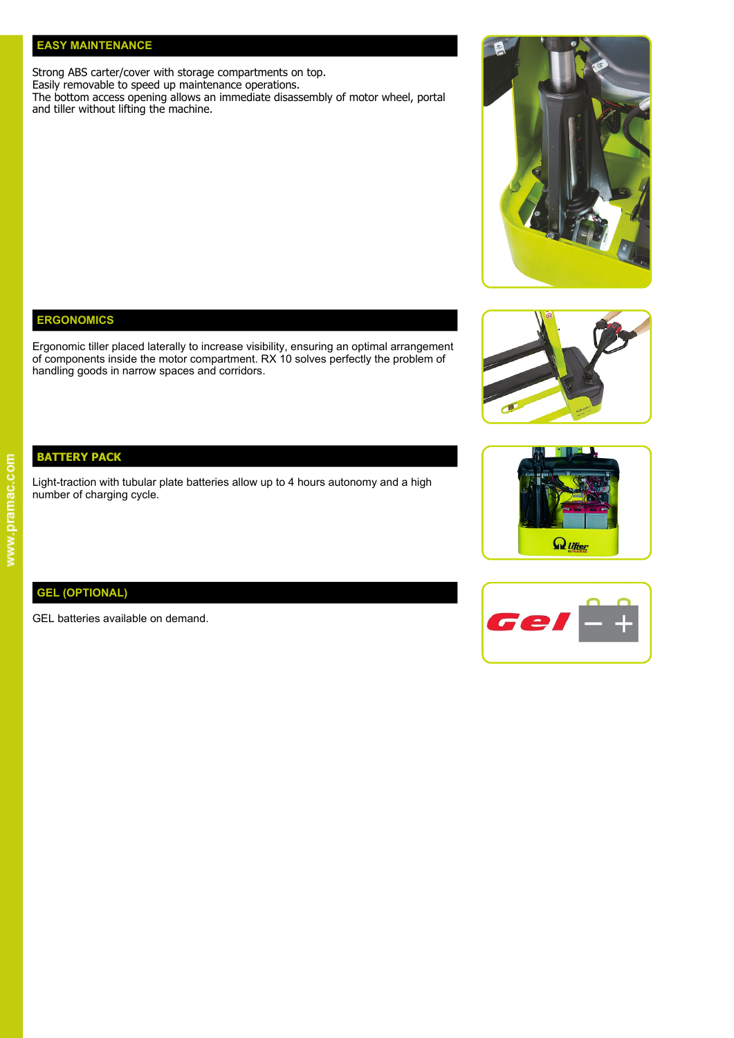## EASY MAINTENANCE

Strong ABS carter/cover with storage compartments on top.
Easily removable to speed up maintenance operations.
The bottom access opening allows an immediate disassembly of motor wheel, portal and tiller without lifting the machine.

## ERGONOMICS

Ergonomic tiller placed laterally to increase visibility, ensuring an optimal arrangement of components inside the motor compartment. RX 10 solves perfectly the problem of handling goods in narrow spaces and corridors.

## BATTERY PACK

Light-traction with tubular plate batteries allow up to 4 hours autonomy and a high number of charging cycle.

## GEL (OPTIONAL)

GEL batteries available on demand.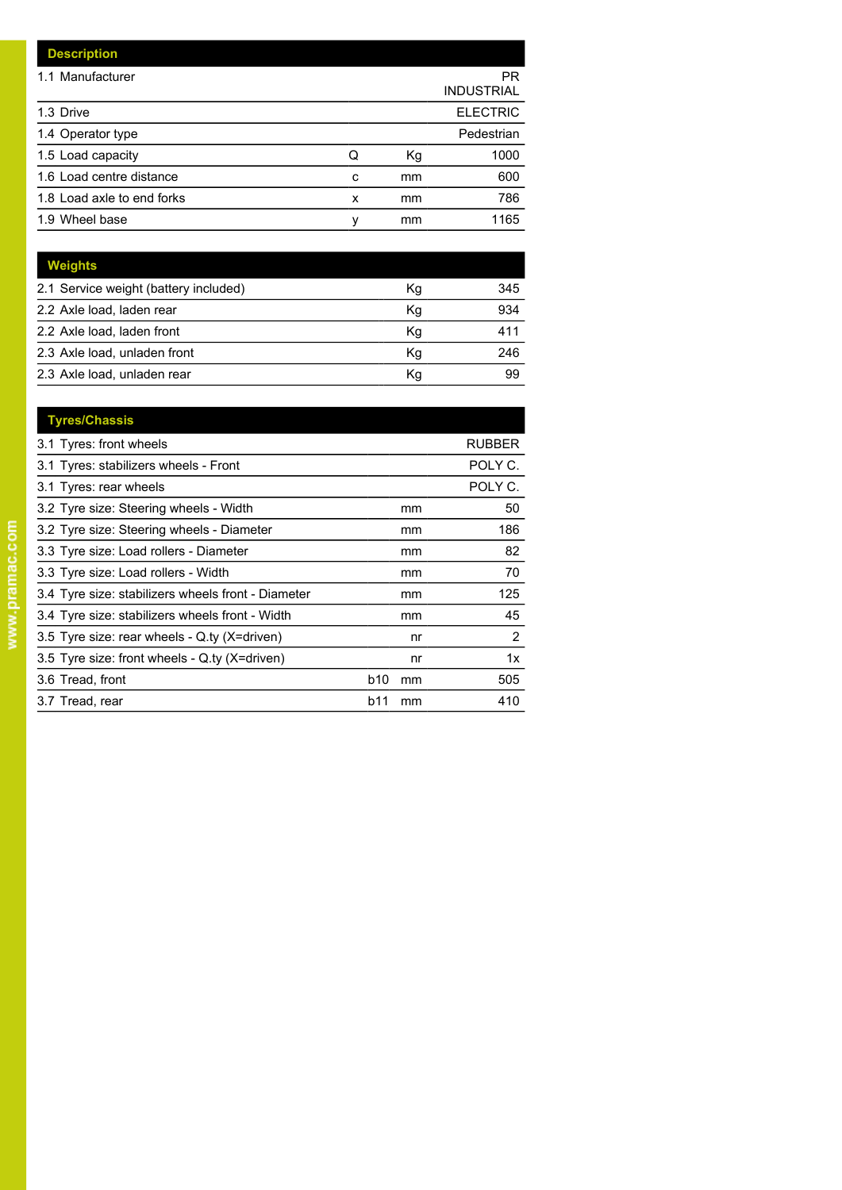| Description | | | |
|---|---|---|---|
| 1.1 Manufacturer | | | PR INDUSTRIAL |
| 1.3 Drive | | | ELECTRIC |
| 1.4 Operator type | | | Pedestrian |
| 1.5 Load capacity | Q | Kg | 1000 |
| 1.6 Load centre distance | c | mm | 600 |
| 1.8 Load axle to end forks | x | mm | 786 |
| 1.9 Wheel base | y | mm | 1165 |

| Weights | | | |
|---|---|---|---|
| 2.1 Service weight (battery included) | | Kg | 345 |
| 2.2 Axle load, laden rear | | Kg | 934 |
| 2.2 Axle load, laden front | | Kg | 411 |
| 2.3 Axle load, unladen front | | Kg | 246 |
| 2.3 Axle load, unladen rear | | Kg | 99 |

| Tyres/Chassis | | | |
|---|---|---|---|
| 3.1 Tyres: front wheels | | | RUBBER |
| 3.1 Tyres: stabilizers wheels - Front | | | POLY C. |
| 3.1 Tyres: rear wheels | | | POLY C. |
| 3.2 Tyre size: Steering wheels - Width | | mm | 50 |
| 3.2 Tyre size: Steering wheels - Diameter | | mm | 186 |
| 3.3 Tyre size: Load rollers - Diameter | | mm | 82 |
| 3.3 Tyre size: Load rollers - Width | | mm | 70 |
| 3.4 Tyre size: stabilizers wheels front - Diameter | | mm | 125 |
| 3.4 Tyre size: stabilizers wheels front - Width | | mm | 45 |
| 3.5 Tyre size: rear wheels - Q.ty (X=driven) | | nr | 2 |
| 3.5 Tyre size: front wheels - Q.ty (X=driven) | | nr | 1x |
| 3.6 Tread, front | b10 | mm | 505 |
| 3.7 Tread, rear | b11 | mm | 410 |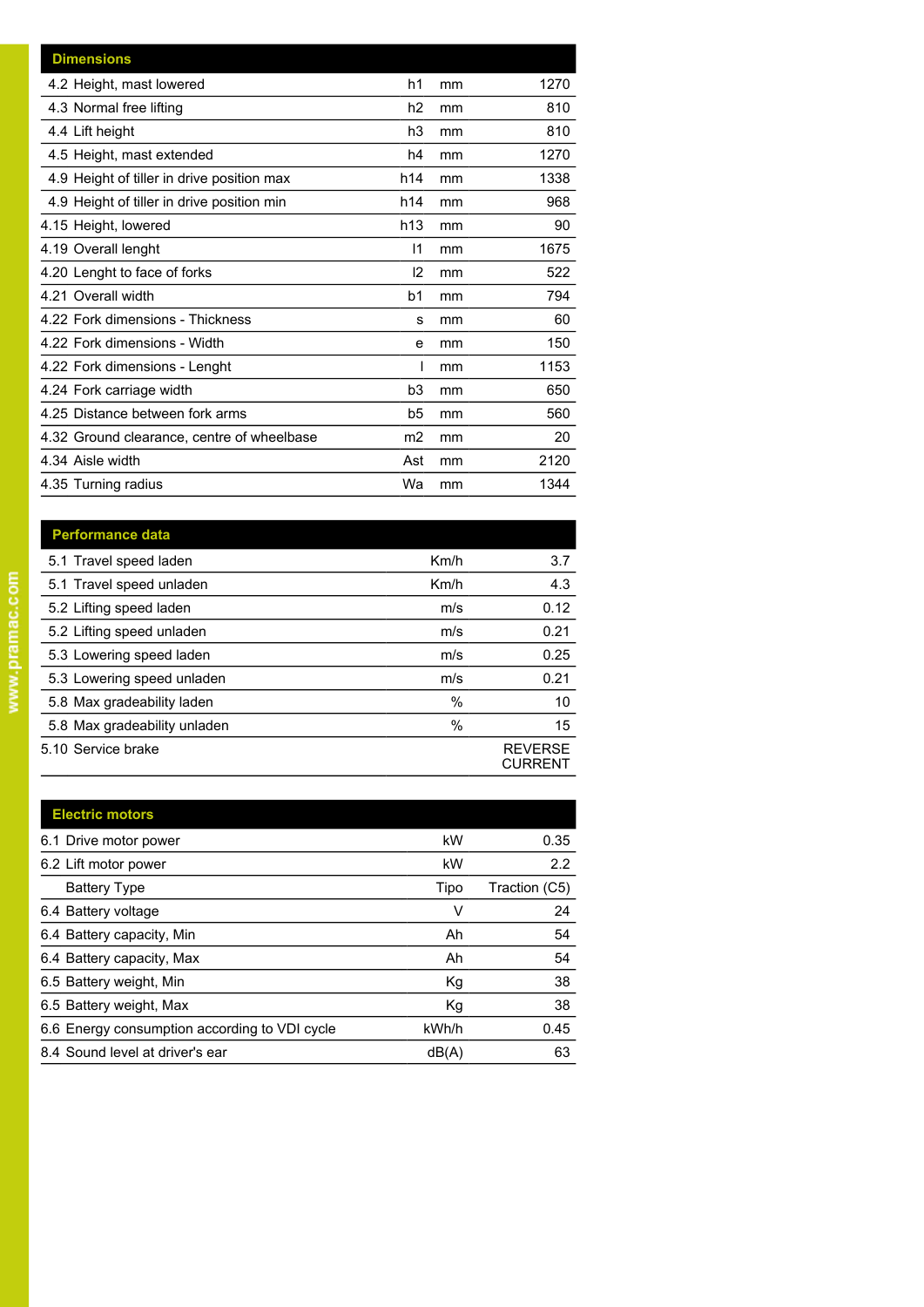| Dimensions | | | |
|---|---|---|---|
| 4.2 Height, mast lowered | h1 | mm | 1270 |
| 4.3 Normal free lifting | h2 | mm | 810 |
| 4.4 Lift height | h3 | mm | 810 |
| 4.5 Height, mast extended | h4 | mm | 1270 |
| 4.9 Height of tiller in drive position max | h14 | mm | 1338 |
| 4.9 Height of tiller in drive position min | h14 | mm | 968 |
| 4.15 Height, lowered | h13 | mm | 90 |
| 4.19 Overall lenght | l1 | mm | 1675 |
| 4.20 Lenght to face of forks | l2 | mm | 522 |
| 4.21 Overall width | b1 | mm | 794 |
| 4.22 Fork dimensions - Thickness | s | mm | 60 |
| 4.22 Fork dimensions - Width | e | mm | 150 |
| 4.22 Fork dimensions - Lenght | l | mm | 1153 |
| 4.24 Fork carriage width | b3 | mm | 650 |
| 4.25 Distance between fork arms | b5 | mm | 560 |
| 4.32 Ground clearance, centre of wheelbase | m2 | mm | 20 |
| 4.34 Aisle width | Ast | mm | 2120 |
| 4.35 Turning radius | Wa | mm | 1344 |

| Performance data | | |
|---|---|---|
| 5.1 Travel speed laden | Km/h | 3.7 |
| 5.1 Travel speed unladen | Km/h | 4.3 |
| 5.2 Lifting speed laden | m/s | 0.12 |
| 5.2 Lifting speed unladen | m/s | 0.21 |
| 5.3 Lowering speed laden | m/s | 0.25 |
| 5.3 Lowering speed unladen | m/s | 0.21 |
| 5.8 Max gradeability laden | % | 10 |
| 5.8 Max gradeability unladen | % | 15 |
| 5.10 Service brake | | REVERSE CURRENT |

| Electric motors | | |
|---|---|---|
| 6.1 Drive motor power | kW | 0.35 |
| 6.2 Lift motor power | kW | 2.2 |
| Battery Type | Tipo | Traction (C5) |
| 6.4 Battery voltage | V | 24 |
| 6.4 Battery capacity, Min | Ah | 54 |
| 6.4 Battery capacity, Max | Ah | 54 |
| 6.5 Battery weight, Min | Kg | 38 |
| 6.5 Battery weight, Max | Kg | 38 |
| 6.6 Energy consumption according to VDI cycle | kWh/h | 0.45 |
| 8.4 Sound level at driver's ear | dB(A) | 63 |

www.pramac.com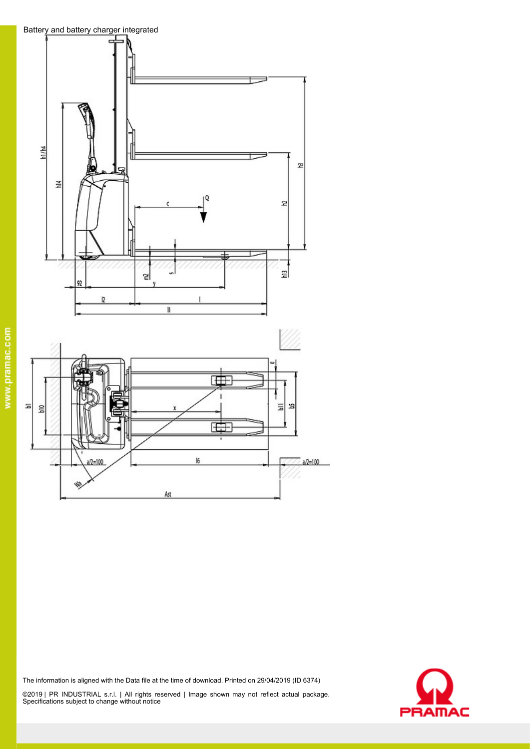Battery and battery charger integrated

h1/h4

h14

h3

h2

c

Q

m2

s

h13

92

y

l2

l

l1

b1

b10

e

b11

b5

x

a/2=100

l6

a/2=100

Wa

Ast

The information is aligned with the Data file at the time of download. Printed on 29/04/2019 (ID 6374)

©2019 | PR INDUSTRIAL s.r.l. | All rights reserved | Image shown may not reflect actual package. Specifications subject to change without notice